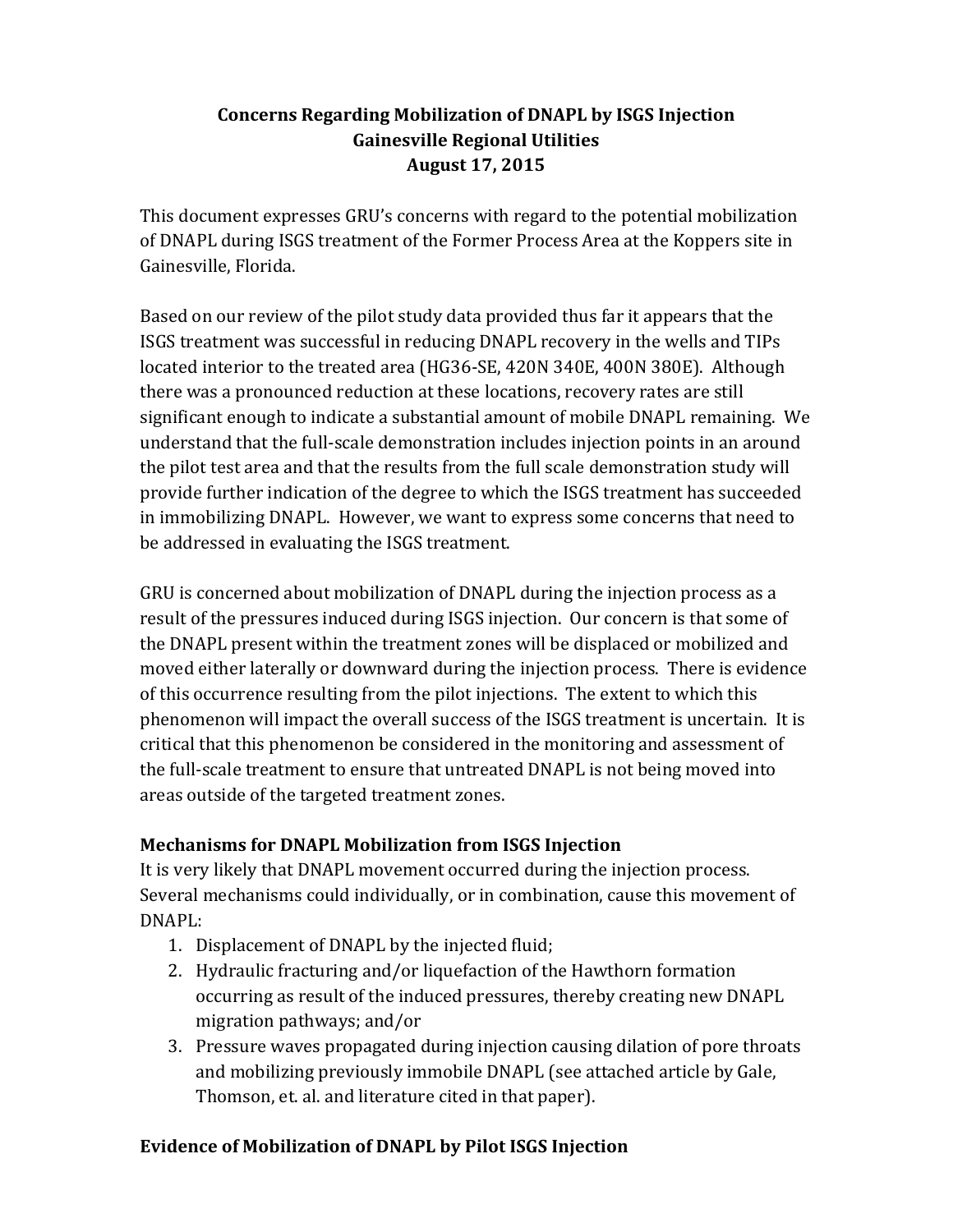# Concerns Regarding Mobilization of DNAPL by ISGS Injection
# Gainesville Regional Utilities
# August 17, 2015

This document expresses GRU's concerns with regard to the potential mobilization of DNAPL during ISGS treatment of the Former Process Area at the Koppers site in Gainesville, Florida.

Based on our review of the pilot study data provided thus far it appears that the ISGS treatment was successful in reducing DNAPL recovery in the wells and TIPs located interior to the treated area (HG36-SE, 420N 340E, 400N 380E). Although there was a pronounced reduction at these locations, recovery rates are still significant enough to indicate a substantial amount of mobile DNAPL remaining. We understand that the full-scale demonstration includes injection points in an around the pilot test area and that the results from the full scale demonstration study will provide further indication of the degree to which the ISGS treatment has succeeded in immobilizing DNAPL. However, we want to express some concerns that need to be addressed in evaluating the ISGS treatment.

GRU is concerned about mobilization of DNAPL during the injection process as a result of the pressures induced during ISGS injection. Our concern is that some of the DNAPL present within the treatment zones will be displaced or mobilized and moved either laterally or downward during the injection process. There is evidence of this occurrence resulting from the pilot injections. The extent to which this phenomenon will impact the overall success of the ISGS treatment is uncertain. It is critical that this phenomenon be considered in the monitoring and assessment of the full-scale treatment to ensure that untreated DNAPL is not being moved into areas outside of the targeted treatment zones.

## Mechanisms for DNAPL Mobilization from ISGS Injection

It is very likely that DNAPL movement occurred during the injection process. Several mechanisms could individually, or in combination, cause this movement of DNAPL:

1. Displacement of DNAPL by the injected fluid;
2. Hydraulic fracturing and/or liquefaction of the Hawthorn formation occurring as result of the induced pressures, thereby creating new DNAPL migration pathways; and/or
3. Pressure waves propagated during injection causing dilation of pore throats and mobilizing previously immobile DNAPL (see attached article by Gale, Thomson, et. al. and literature cited in that paper).

## Evidence of Mobilization of DNAPL by Pilot ISGS Injection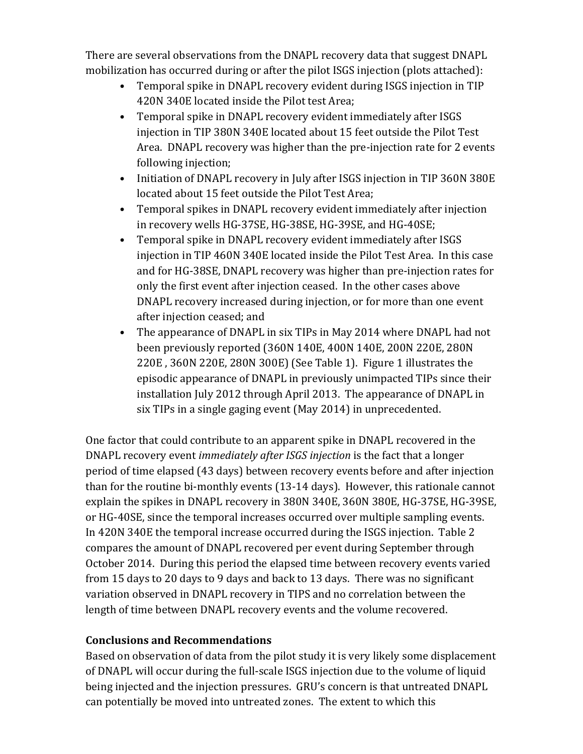There are several observations from the DNAPL recovery data that suggest DNAPL mobilization has occurred during or after the pilot ISGS injection (plots attached):

- Temporal spike in DNAPL recovery evident during ISGS injection in TIP 420N 340E located inside the Pilot test Area;
- Temporal spike in DNAPL recovery evident immediately after ISGS injection in TIP 380N 340E located about 15 feet outside the Pilot Test Area. DNAPL recovery was higher than the pre-injection rate for 2 events following injection;
- Initiation of DNAPL recovery in July after ISGS injection in TIP 360N 380E located about 15 feet outside the Pilot Test Area;
- Temporal spikes in DNAPL recovery evident immediately after injection in recovery wells HG-37SE, HG-38SE, HG-39SE, and HG-40SE;
- Temporal spike in DNAPL recovery evident immediately after ISGS injection in TIP 460N 340E located inside the Pilot Test Area. In this case and for HG-38SE, DNAPL recovery was higher than pre-injection rates for only the first event after injection ceased. In the other cases above DNAPL recovery increased during injection, or for more than one event after injection ceased; and
- The appearance of DNAPL in six TIPs in May 2014 where DNAPL had not been previously reported (360N 140E, 400N 140E, 200N 220E, 280N 220E , 360N 220E, 280N 300E) (See Table 1). Figure 1 illustrates the episodic appearance of DNAPL in previously unimpacted TIPs since their installation July 2012 through April 2013. The appearance of DNAPL in six TIPs in a single gaging event (May 2014) in unprecedented.

One factor that could contribute to an apparent spike in DNAPL recovered in the DNAPL recovery event *immediately after ISGS injection* is the fact that a longer period of time elapsed (43 days) between recovery events before and after injection than for the routine bi-monthly events (13-14 days). However, this rationale cannot explain the spikes in DNAPL recovery in 380N 340E, 360N 380E, HG-37SE, HG-39SE, or HG-40SE, since the temporal increases occurred over multiple sampling events. In 420N 340E the temporal increase occurred during the ISGS injection. Table 2 compares the amount of DNAPL recovered per event during September through October 2014. During this period the elapsed time between recovery events varied from 15 days to 20 days to 9 days and back to 13 days. There was no significant variation observed in DNAPL recovery in TIPS and no correlation between the length of time between DNAPL recovery events and the volume recovered.

## Conclusions and Recommendations

Based on observation of data from the pilot study it is very likely some displacement of DNAPL will occur during the full-scale ISGS injection due to the volume of liquid being injected and the injection pressures. GRU's concern is that untreated DNAPL can potentially be moved into untreated zones. The extent to which this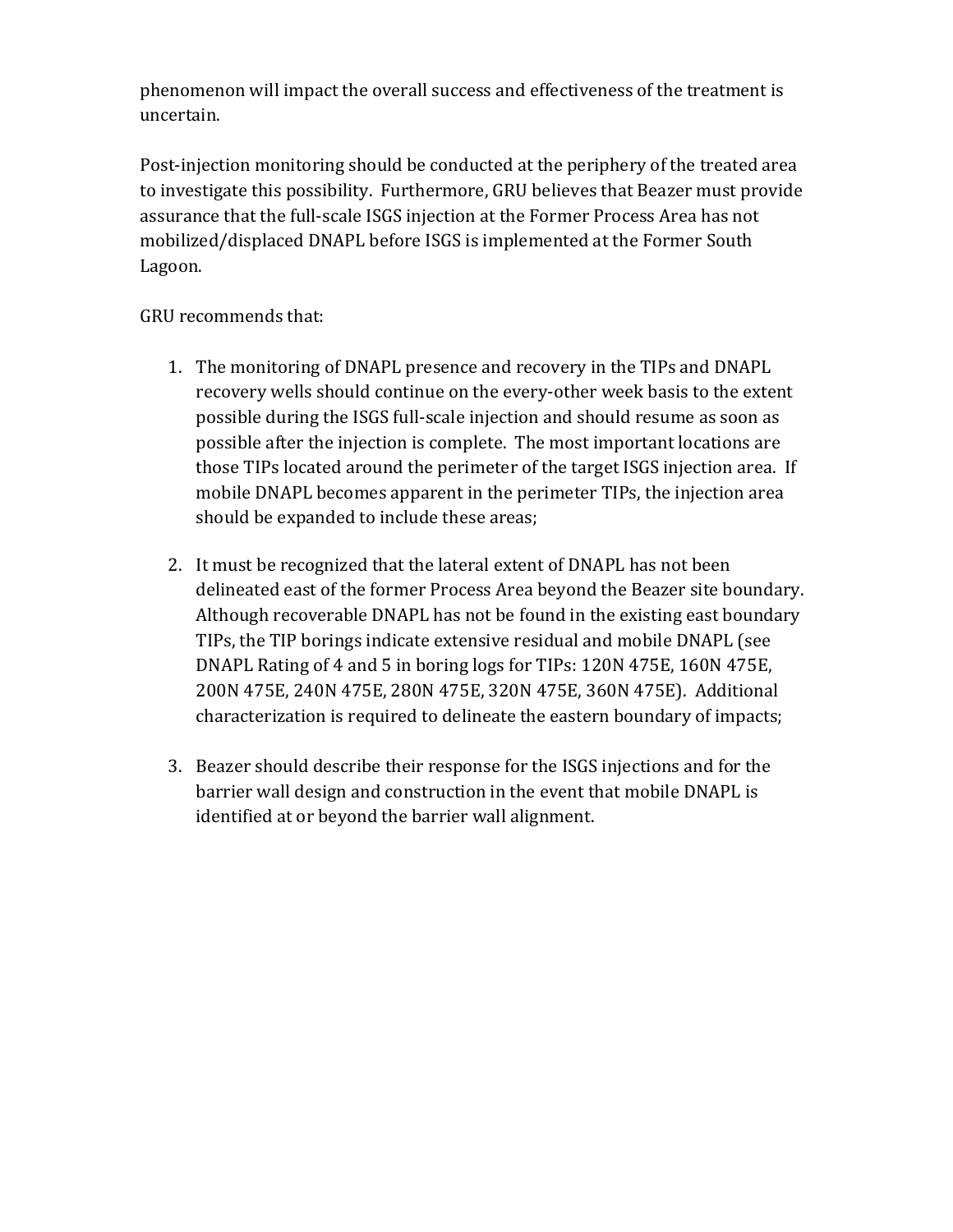phenomenon will impact the overall success and effectiveness of the treatment is uncertain.

Post-injection monitoring should be conducted at the periphery of the treated area to investigate this possibility. Furthermore, GRU believes that Beazer must provide assurance that the full-scale ISGS injection at the Former Process Area has not mobilized/displaced DNAPL before ISGS is implemented at the Former South Lagoon.

GRU recommends that:

1. The monitoring of DNAPL presence and recovery in the TIPs and DNAPL recovery wells should continue on the every-other week basis to the extent possible during the ISGS full-scale injection and should resume as soon as possible after the injection is complete. The most important locations are those TIPs located around the perimeter of the target ISGS injection area. If mobile DNAPL becomes apparent in the perimeter TIPs, the injection area should be expanded to include these areas;

2. It must be recognized that the lateral extent of DNAPL has not been delineated east of the former Process Area beyond the Beazer site boundary. Although recoverable DNAPL has not be found in the existing east boundary TIPs, the TIP borings indicate extensive residual and mobile DNAPL (see DNAPL Rating of 4 and 5 in boring logs for TIPs: 120N 475E, 160N 475E, 200N 475E, 240N 475E, 280N 475E, 320N 475E, 360N 475E). Additional characterization is required to delineate the eastern boundary of impacts;

3. Beazer should describe their response for the ISGS injections and for the barrier wall design and construction in the event that mobile DNAPL is identified at or beyond the barrier wall alignment.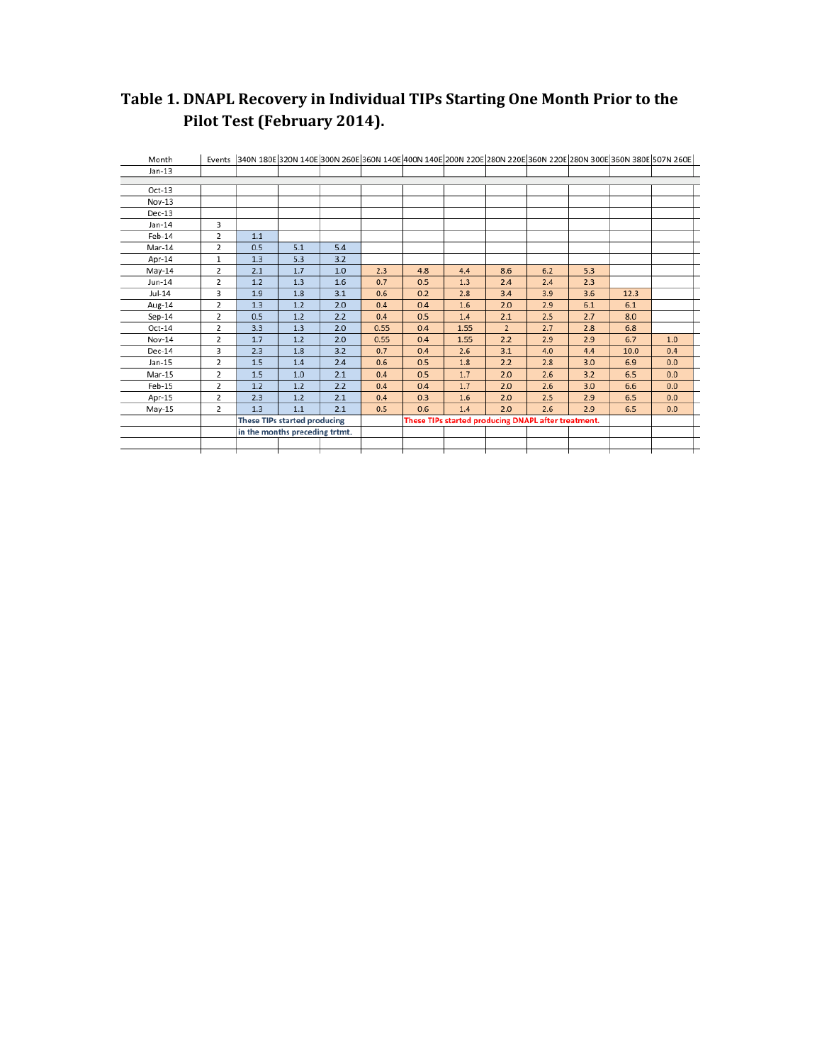# Table 1. DNAPL Recovery in Individual TIPs Starting One Month Prior to the Pilot Test (February 2014).

| Month | Events | 340N 180E | 320N 140E | 300N 260E | 360N 140E | 400N 140E | 200N 220E | 280N 220E | 360N 220E | 280N 300E | 360N 380E | 507N 260E |
|---|---|---|---|---|---|---|---|---|---|---|---|---|
| Jan-13 | | | | | | | | | | | | |
| | | | | | | | | | | | | |
| Oct-13 | | | | | | | | | | | | |
| Nov-13 | | | | | | | | | | | | |
| Dec-13 | | | | | | | | | | | | |
| Jan-14 | 3 | | | | | | | | | | | |
| Feb-14 | 2 | 1.1 | | | | | | | | | | |
| Mar-14 | 2 | 0.5 | 5.1 | 5.4 | | | | | | | | |
| Apr-14 | 1 | 1.3 | 5.3 | 3.2 | | | | | | | | |
| May-14 | 2 | 2.1 | 1.7 | 1.0 | 2.3 | 4.8 | 4.4 | 8.6 | 6.2 | 5.3 | | |
| Jun-14 | 2 | 1.2 | 1.3 | 1.6 | 0.7 | 0.5 | 1.3 | 2.4 | 2.4 | 2.3 | | |
| Jul-14 | 3 | 1.9 | 1.8 | 3.1 | 0.6 | 0.2 | 2.8 | 3.4 | 3.9 | 3.6 | 12.3 | |
| Aug-14 | 2 | 1.3 | 1.2 | 2.0 | 0.4 | 0.4 | 1.6 | 2.0 | 2.9 | 6.1 | 6.1 | |
| Sep-14 | 2 | 0.5 | 1.2 | 2.2 | 0.4 | 0.5 | 1.4 | 2.1 | 2.5 | 2.7 | 8.0 | |
| Oct-14 | 2 | 3.3 | 1.3 | 2.0 | 0.55 | 0.4 | 1.55 | 2 | 2.7 | 2.8 | 6.8 | |
| Nov-14 | 2 | 1.7 | 1.2 | 2.0 | 0.55 | 0.4 | 1.55 | 2.2 | 2.9 | 2.9 | 6.7 | 1.0 |
| Dec-14 | 3 | 2.3 | 1.8 | 3.2 | 0.7 | 0.4 | 2.6 | 3.1 | 4.0 | 4.4 | 10.0 | 0.4 |
| Jan-15 | 2 | 1.5 | 1.4 | 2.4 | 0.6 | 0.5 | 1.8 | 2.2 | 2.8 | 3.0 | 6.9 | 0.0 |
| Mar-15 | 2 | 1.5 | 1.0 | 2.1 | 0.4 | 0.5 | 1.7 | 2.0 | 2.6 | 3.2 | 6.5 | 0.0 |
| Feb-15 | 2 | 1.2 | 1.2 | 2.2 | 0.4 | 0.4 | 1.7 | 2.0 | 2.6 | 3.0 | 6.6 | 0.0 |
| Apr-15 | 2 | 2.3 | 1.2 | 2.1 | 0.4 | 0.3 | 1.6 | 2.0 | 2.5 | 2.9 | 6.5 | 0.0 |
| May-15 | 2 | 1.3 | 1.1 | 2.1 | 0.5 | 0.6 | 1.4 | 2.0 | 2.6 | 2.9 | 6.5 | 0.0 |
| | | These TIPs started producing in the months preceding trtmt. | | | | These TIPs started producing DNAPL after treatment. | | | | | | |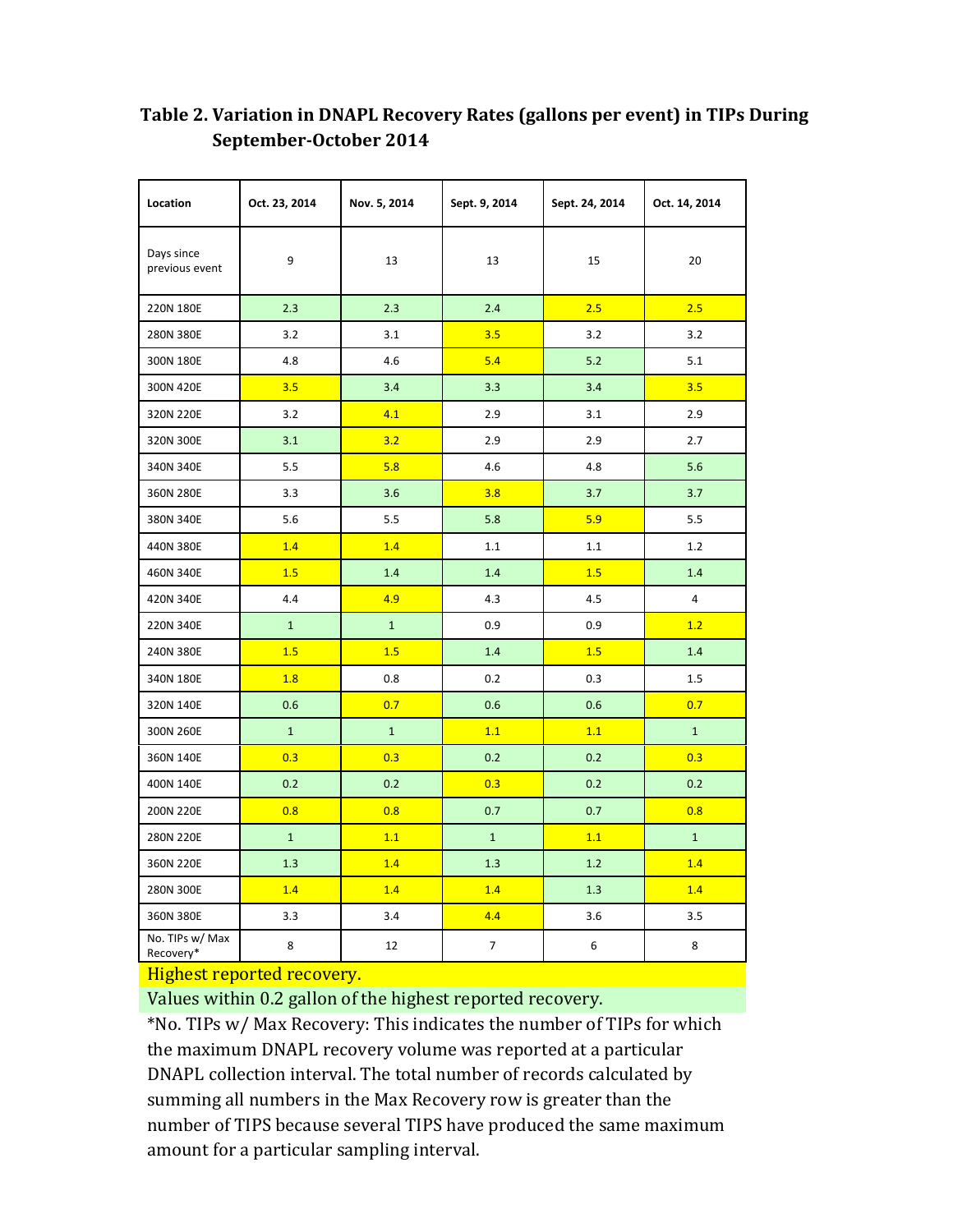**Table 2. Variation in DNAPL Recovery Rates (gallons per event) in TIPs During September-October 2014**

| Location | Oct. 23, 2014 | Nov. 5, 2014 | Sept. 9, 2014 | Sept. 24, 2014 | Oct. 14, 2014 |
|---|---|---|---|---|---|
| Days since previous event | 9 | 13 | 13 | 15 | 20 |
| 220N 180E | 2.3 | 2.3 | 2.4 | 2.5 | 2.5 |
| 280N 380E | 3.2 | 3.1 | 3.5 | 3.2 | 3.2 |
| 300N 180E | 4.8 | 4.6 | 5.4 | 5.2 | 5.1 |
| 300N 420E | 3.5 | 3.4 | 3.3 | 3.4 | 3.5 |
| 320N 220E | 3.2 | 4.1 | 2.9 | 3.1 | 2.9 |
| 320N 300E | 3.1 | 3.2 | 2.9 | 2.9 | 2.7 |
| 340N 340E | 5.5 | 5.8 | 4.6 | 4.8 | 5.6 |
| 360N 280E | 3.3 | 3.6 | 3.8 | 3.7 | 3.7 |
| 380N 340E | 5.6 | 5.5 | 5.8 | 5.9 | 5.5 |
| 440N 380E | 1.4 | 1.4 | 1.1 | 1.1 | 1.2 |
| 460N 340E | 1.5 | 1.4 | 1.4 | 1.5 | 1.4 |
| 420N 340E | 4.4 | 4.9 | 4.3 | 4.5 | 4 |
| 220N 340E | 1 | 1 | 0.9 | 0.9 | 1.2 |
| 240N 380E | 1.5 | 1.5 | 1.4 | 1.5 | 1.4 |
| 340N 180E | 1.8 | 0.8 | 0.2 | 0.3 | 1.5 |
| 320N 140E | 0.6 | 0.7 | 0.6 | 0.6 | 0.7 |
| 300N 260E | 1 | 1 | 1.1 | 1.1 | 1 |
| 360N 140E | 0.3 | 0.3 | 0.2 | 0.2 | 0.3 |
| 400N 140E | 0.2 | 0.2 | 0.3 | 0.2 | 0.2 |
| 200N 220E | 0.8 | 0.8 | 0.7 | 0.7 | 0.8 |
| 280N 220E | 1 | 1.1 | 1 | 1.1 | 1 |
| 360N 220E | 1.3 | 1.4 | 1.3 | 1.2 | 1.4 |
| 280N 300E | 1.4 | 1.4 | 1.4 | 1.3 | 1.4 |
| 360N 380E | 3.3 | 3.4 | 4.4 | 3.6 | 3.5 |
| No. TIPs w/ Max Recovery* | 8 | 12 | 7 | 6 | 8 |

Highest reported recovery.

Values within 0.2 gallon of the highest reported recovery.

*No. TIPs w/ Max Recovery: This indicates the number of TIPs for which the maximum DNAPL recovery volume was reported at a particular DNAPL collection interval. The total number of records calculated by summing all numbers in the Max Recovery row is greater than the number of TIPS because several TIPS have produced the same maximum amount for a particular sampling interval.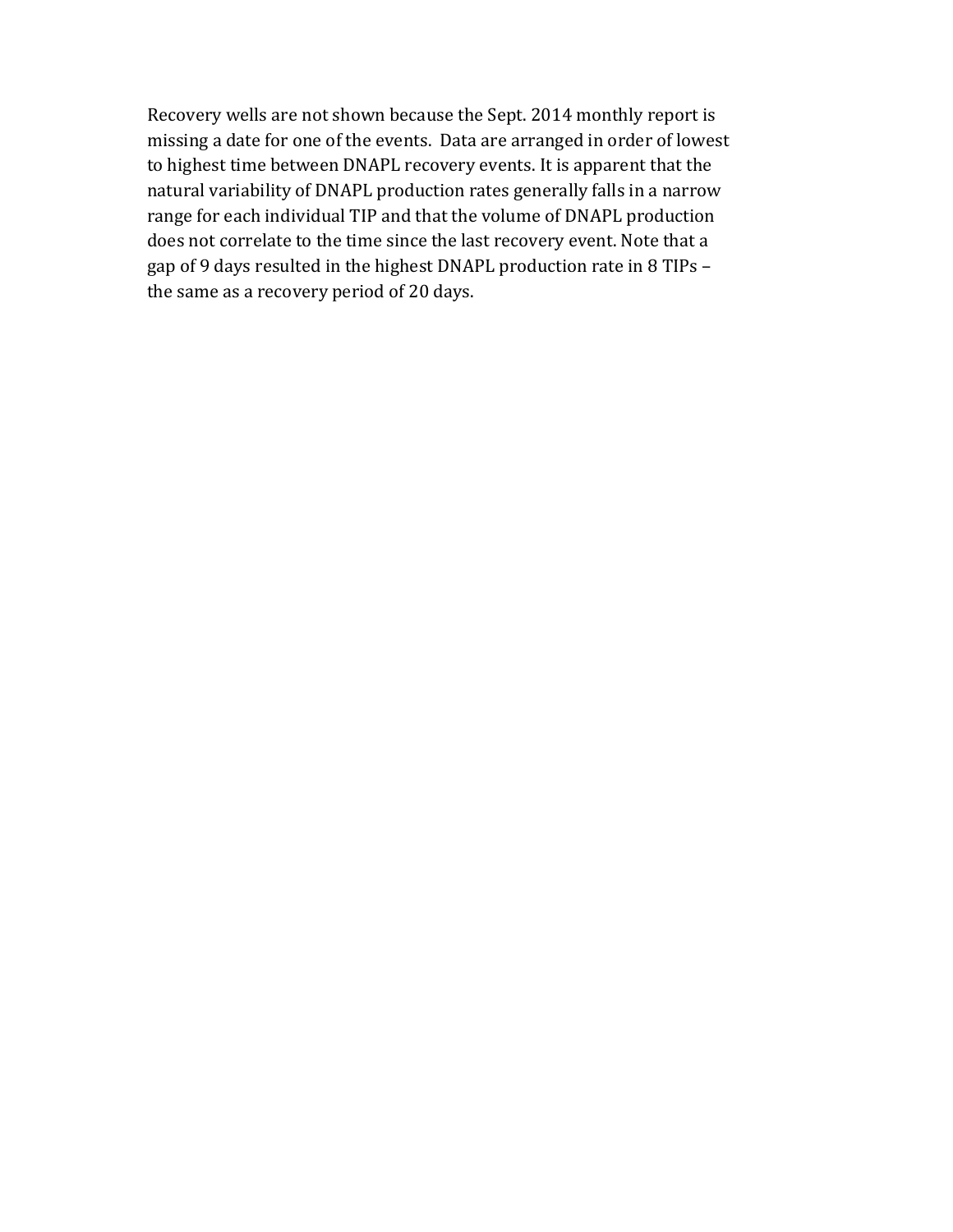Recovery wells are not shown because the Sept. 2014 monthly report is missing a date for one of the events. Data are arranged in order of lowest to highest time between DNAPL recovery events. It is apparent that the natural variability of DNAPL production rates generally falls in a narrow range for each individual TIP and that the volume of DNAPL production does not correlate to the time since the last recovery event. Note that a gap of 9 days resulted in the highest DNAPL production rate in 8 TIPs – the same as a recovery period of 20 days.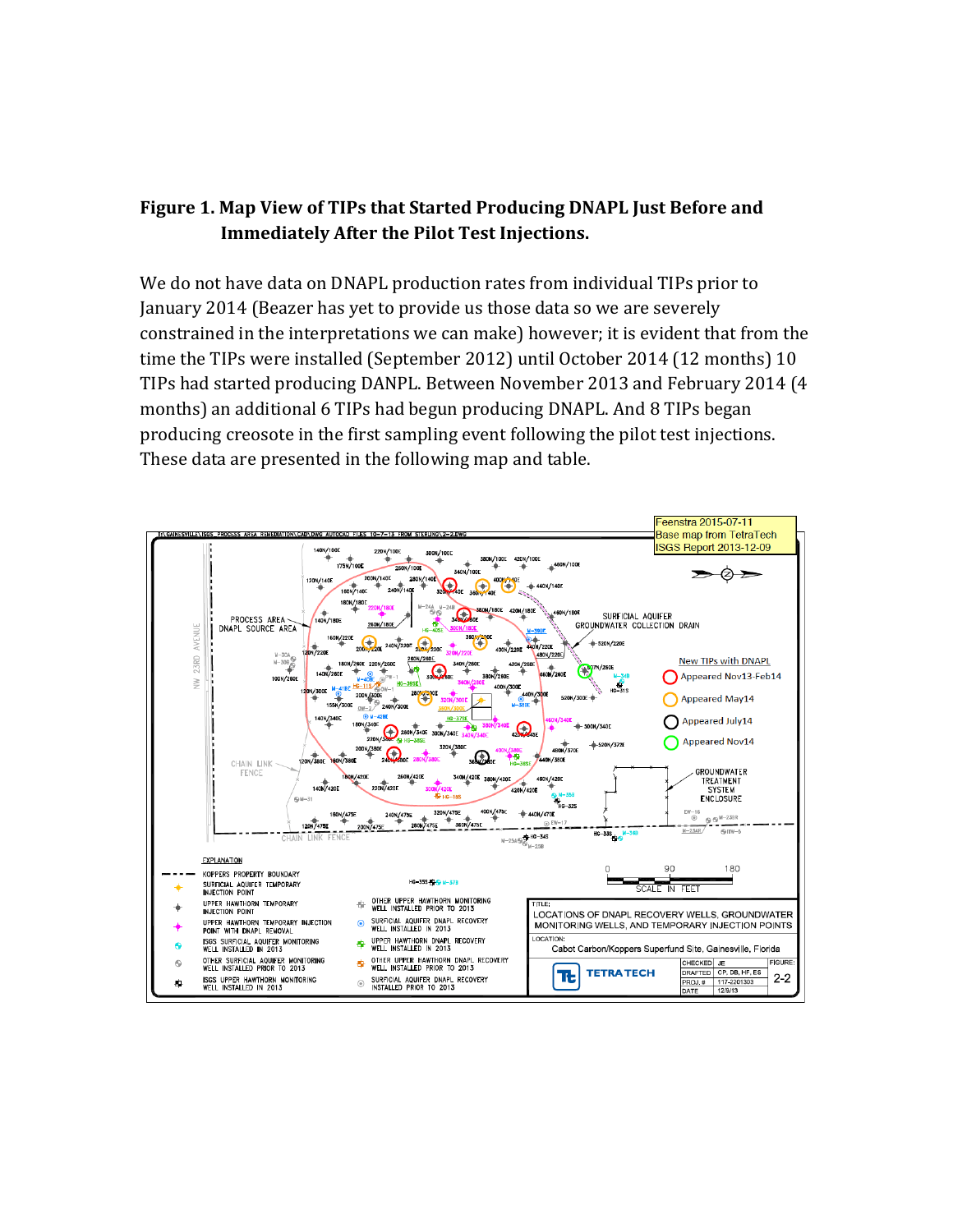**Figure 1. Map View of TIPs that Started Producing DNAPL Just Before and Immediately After the Pilot Test Injections.**

We do not have data on DNAPL production rates from individual TIPs prior to January 2014 (Beazer has yet to provide us those data so we are severely constrained in the interpretations we can make) however; it is evident that from the time the TIPs were installed (September 2012) until October 2014 (12 months) 10 TIPs had started producing DANPL. Between November 2013 and February 2014 (4 months) an additional 6 TIPs had begun producing DNAPL. And 8 TIPs began producing creosote in the first sampling event following the pilot test injections. These data are presented in the following map and table.

Feenstra 2015-07-11
Base map from TetraTech
ISGS Report 2013-12-09

New TIPs with DNAPL
Appeared Nov13-Feb14
Appeared May14
Appeared July14
Appeared Nov14

PROCESS AREA DNAPL SOURCE AREA
SURFICIAL AQUIFER GROUNDWATER COLLECTION DRAIN
GROUNDWATER TREATMENT SYSTEM ENCLOSURE
CHAIN LINK FENCE
NW 23RD AVENUE

EXPLANATION
KOPPERS PROPERTY BOUNDARY
SURFICIAL AQUIFER TEMPORARY INJECTION POINT
UPPER HAWTHORN TEMPORARY INJECTION POINT
UPPER HAWTHORN TEMPORARY INJECTION POINT WITH DNAPL REMOVAL
ISGS SURFICIAL AQUIFER MONITORING WELL INSTALLED IN 2013
OTHER SURFICIAL AQUIFER MONITORING WELL INSTALLED PRIOR TO 2013
ISGS UPPER HAWTHORN MONITORING WELL INSTALLED IN 2013
OTHER UPPER HAWTHORN MONITORING WELL INSTALLED PRIOR TO 2013
SURFICIAL AQUIFER DNAPL RECOVERY WELL INSTALLED IN 2013
UPPER HAWTHORN DNAPL RECOVERY WELL INSTALLED IN 2013
OTHER UPPER HAWTHORN DNAPL RECOVERY WELL INSTALLED PRIOR TO 2013
SURFICIAL AQUIFER DNAPL RECOVERY INSTALLED PRIOR TO 2013

0 90 180
SCALE IN FEET

TITLE: LOCATIONS OF DNAPL RECOVERY WELLS, GROUNDWATER MONITORING WELLS, AND TEMPORARY INJECTION POINTS
LOCATION: Cabot Carbon/Koppers Superfund Site, Gainesville, Florida
TETRA TECH
CHECKED JE
DRAFTED CP, DB, HF, ES
PROJ. # 117-2201303
DATE 12/9/13
FIGURE: 2-2